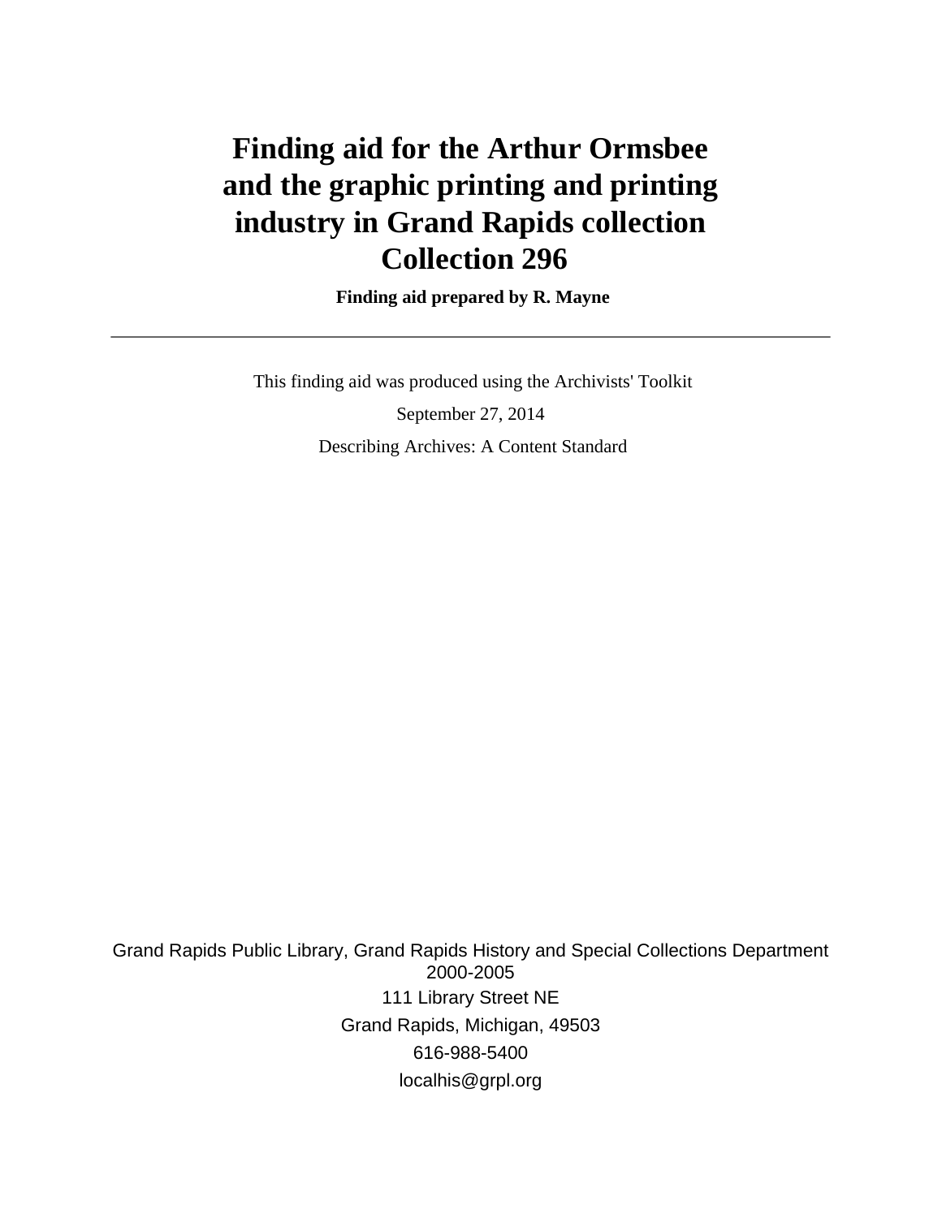# Finding aid for the Arthur Ormsbee and the graphic printing and printing industry in Grand Rapids collection
# Collection 296

**Finding aid prepared by R. Mayne**

---

This finding aid was produced using the Archivists' Toolkit

September 27, 2014

Describing Archives: A Content Standard

Grand Rapids Public Library, Grand Rapids History and Special Collections Department
2000-2005

111 Library Street NE

Grand Rapids, Michigan, 49503

616-988-5400

localhis@grpl.org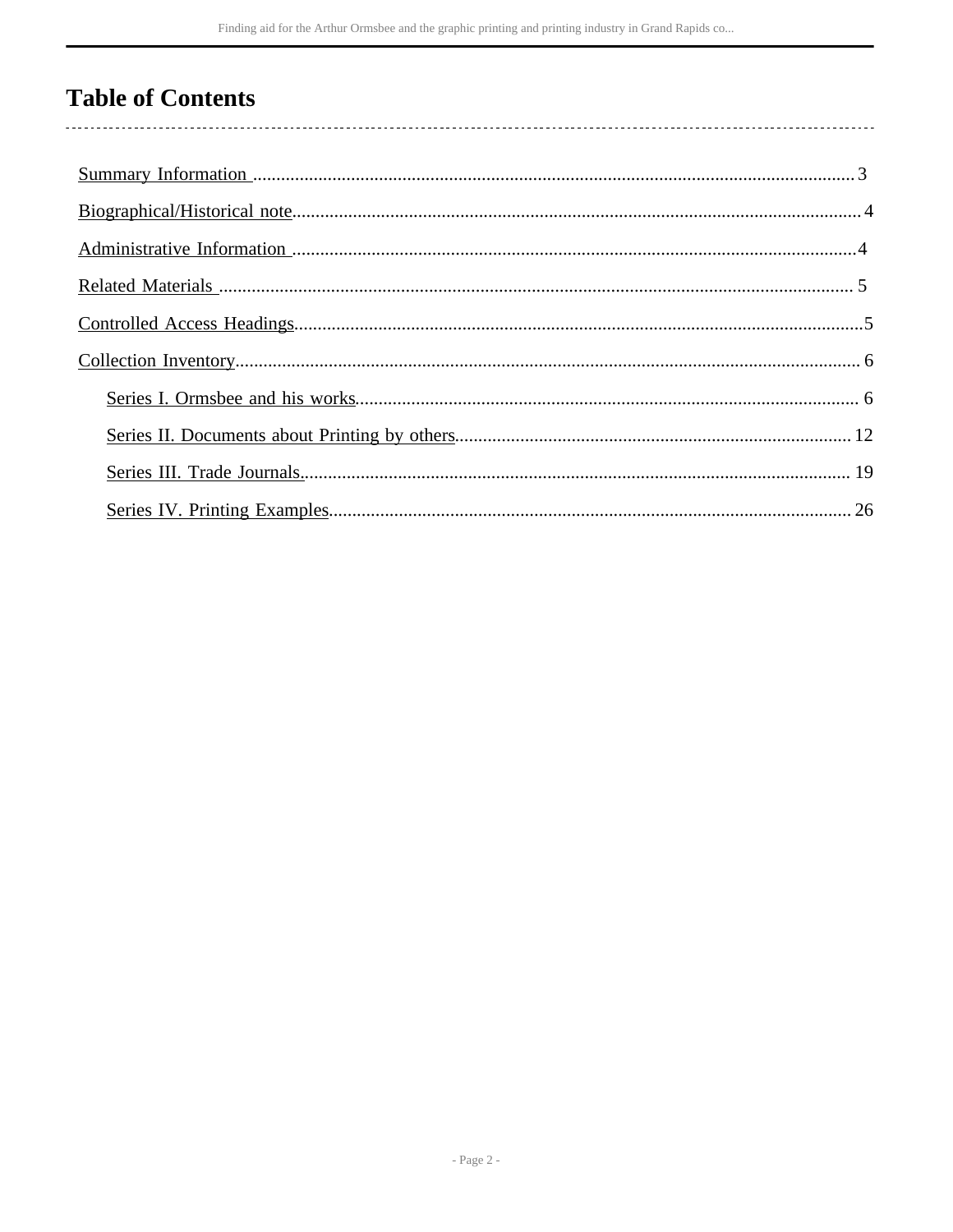# Table of Contents

Summary Information ..................................................3

Biographical/Historical note..........................................4

Administrative Information ..........................................4

Related Materials ..........................................................5

Controlled Access Headings............................................5

Collection Inventory.......................................................6

- Series I. Ormsbee and his works..................................6
- Series II. Documents about Printing by others...........12
- Series III. Trade Journals...........................................19
- Series IV. Printing Examples......................................26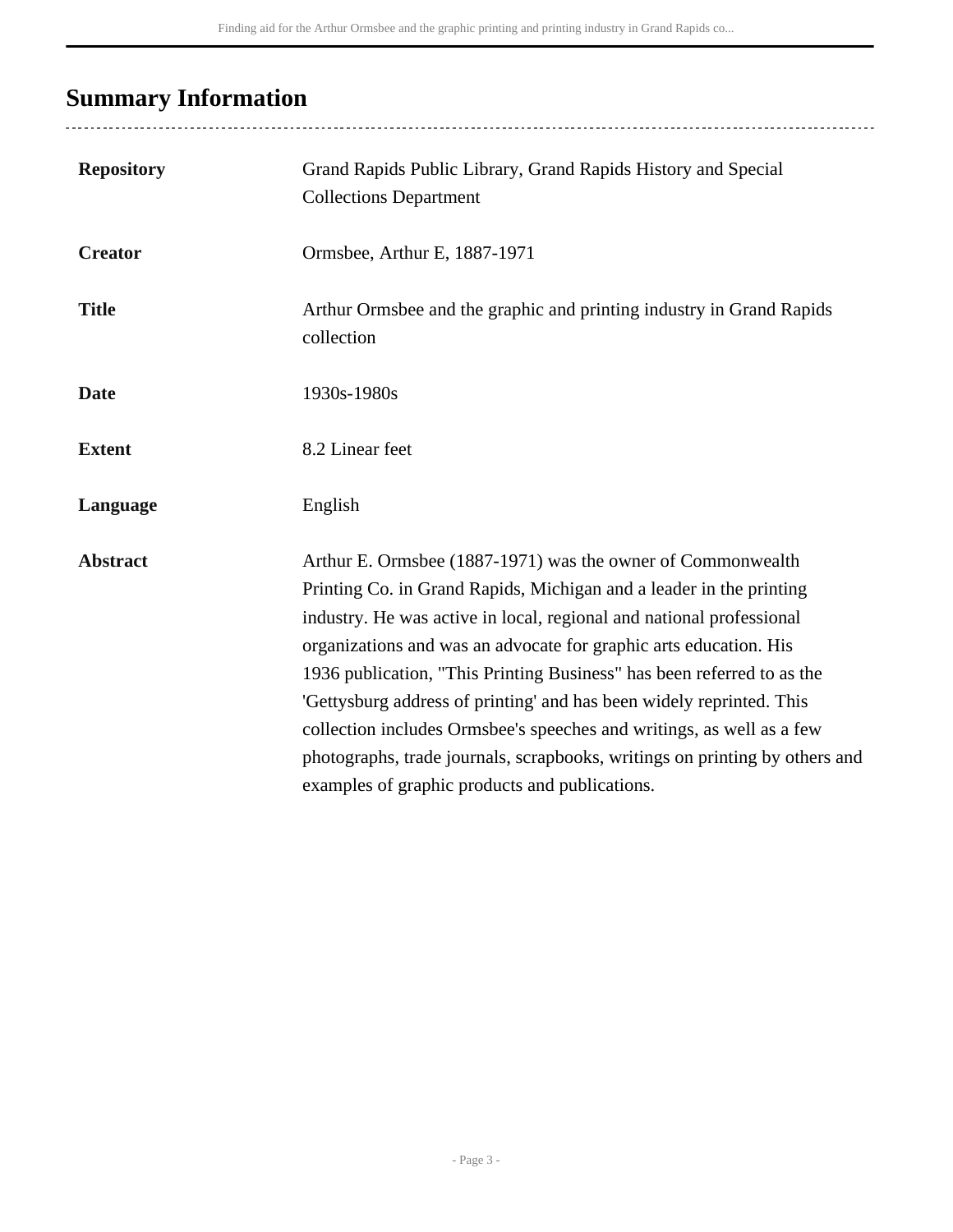## Summary Information

| | |
|---|---|
| **Repository** | Grand Rapids Public Library, Grand Rapids History and Special Collections Department |
| **Creator** | Ormsbee, Arthur E, 1887-1971 |
| **Title** | Arthur Ormsbee and the graphic and printing industry in Grand Rapids collection |
| **Date** | 1930s-1980s |
| **Extent** | 8.2 Linear feet |
| **Language** | English |
| **Abstract** | Arthur E. Ormsbee (1887-1971) was the owner of Commonwealth Printing Co. in Grand Rapids, Michigan and a leader in the printing industry. He was active in local, regional and national professional organizations and was an advocate for graphic arts education. His 1936 publication, "This Printing Business" has been referred to as the 'Gettysburg address of printing' and has been widely reprinted. This collection includes Ormsbee's speeches and writings, as well as a few photographs, trade journals, scrapbooks, writings on printing by others and examples of graphic products and publications. |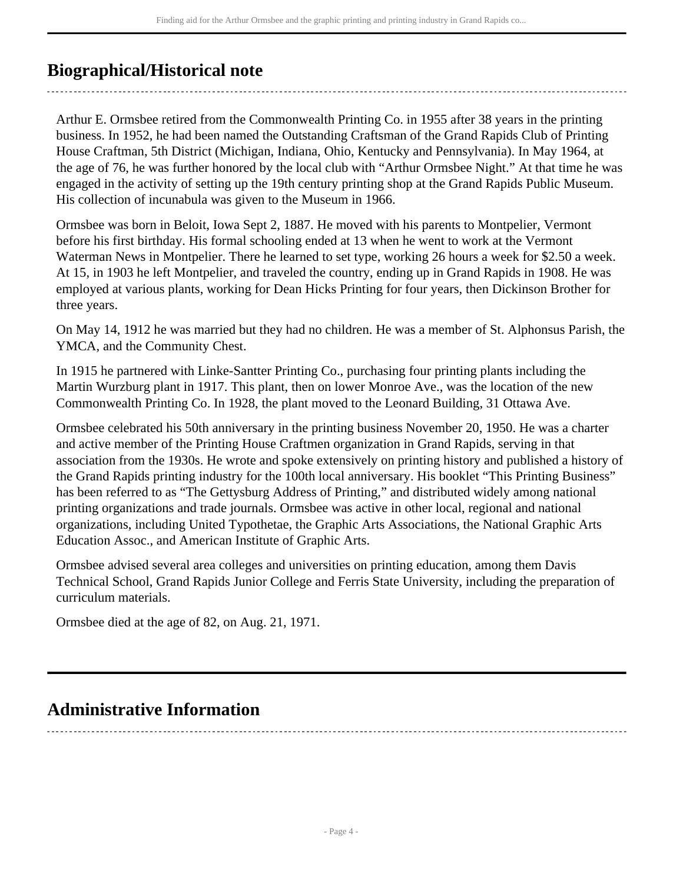## Biographical/Historical note

Arthur E. Ormsbee retired from the Commonwealth Printing Co. in 1955 after 38 years in the printing business. In 1952, he had been named the Outstanding Craftsman of the Grand Rapids Club of Printing House Craftman, 5th District (Michigan, Indiana, Ohio, Kentucky and Pennsylvania). In May 1964, at the age of 76, he was further honored by the local club with "Arthur Ormsbee Night." At that time he was engaged in the activity of setting up the 19th century printing shop at the Grand Rapids Public Museum. His collection of incunabula was given to the Museum in 1966.

Ormsbee was born in Beloit, Iowa Sept 2, 1887. He moved with his parents to Montpelier, Vermont before his first birthday. His formal schooling ended at 13 when he went to work at the Vermont Waterman News in Montpelier. There he learned to set type, working 26 hours a week for $2.50 a week. At 15, in 1903 he left Montpelier, and traveled the country, ending up in Grand Rapids in 1908. He was employed at various plants, working for Dean Hicks Printing for four years, then Dickinson Brother for three years.

On May 14, 1912 he was married but they had no children. He was a member of St. Alphonsus Parish, the YMCA, and the Community Chest.

In 1915 he partnered with Linke-Santter Printing Co., purchasing four printing plants including the Martin Wurzburg plant in 1917. This plant, then on lower Monroe Ave., was the location of the new Commonwealth Printing Co. In 1928, the plant moved to the Leonard Building, 31 Ottawa Ave.

Ormsbee celebrated his 50th anniversary in the printing business November 20, 1950. He was a charter and active member of the Printing House Craftmen organization in Grand Rapids, serving in that association from the 1930s. He wrote and spoke extensively on printing history and published a history of the Grand Rapids printing industry for the 100th local anniversary. His booklet "This Printing Business" has been referred to as "The Gettysburg Address of Printing," and distributed widely among national printing organizations and trade journals. Ormsbee was active in other local, regional and national organizations, including United Typothetae, the Graphic Arts Associations, the National Graphic Arts Education Assoc., and American Institute of Graphic Arts.

Ormsbee advised several area colleges and universities on printing education, among them Davis Technical School, Grand Rapids Junior College and Ferris State University, including the preparation of curriculum materials.

Ormsbee died at the age of 82, on Aug. 21, 1971.

## Administrative Information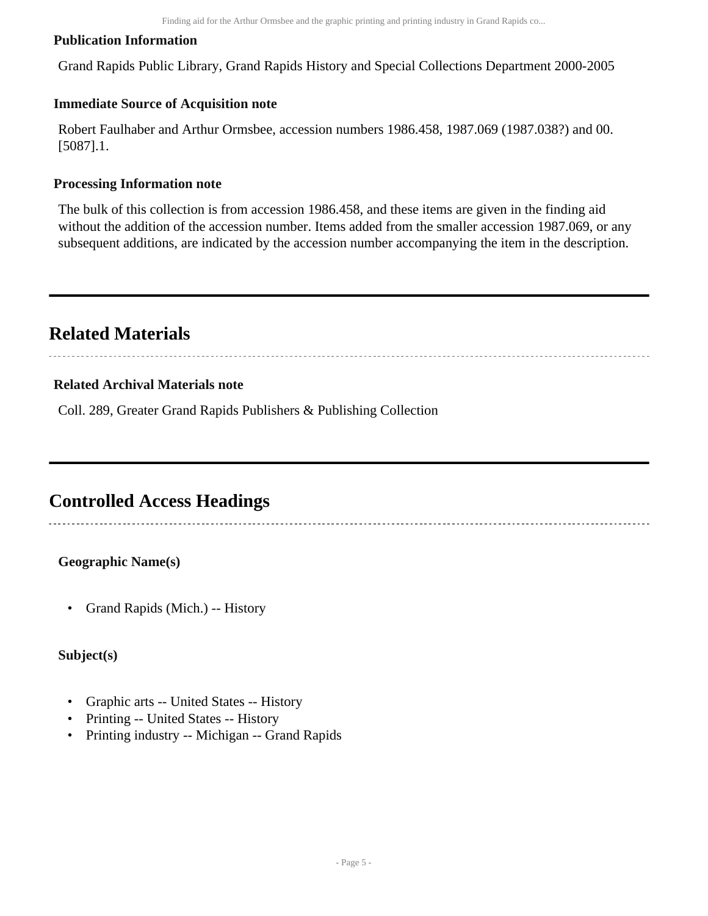### Publication Information

Grand Rapids Public Library, Grand Rapids History and Special Collections Department 2000-2005

### Immediate Source of Acquisition note

Robert Faulhaber and Arthur Ormsbee, accession numbers 1986.458, 1987.069 (1987.038?) and 00.[5087].1.

### Processing Information note

The bulk of this collection is from accession 1986.458, and these items are given in the finding aid without the addition of the accession number. Items added from the smaller accession 1987.069, or any subsequent additions, are indicated by the accession number accompanying the item in the description.

## Related Materials

### Related Archival Materials note

Coll. 289, Greater Grand Rapids Publishers & Publishing Collection

## Controlled Access Headings

**Geographic Name(s)**

- Grand Rapids (Mich.) -- History

**Subject(s)**

- Graphic arts -- United States -- History
- Printing -- United States -- History
- Printing industry -- Michigan -- Grand Rapids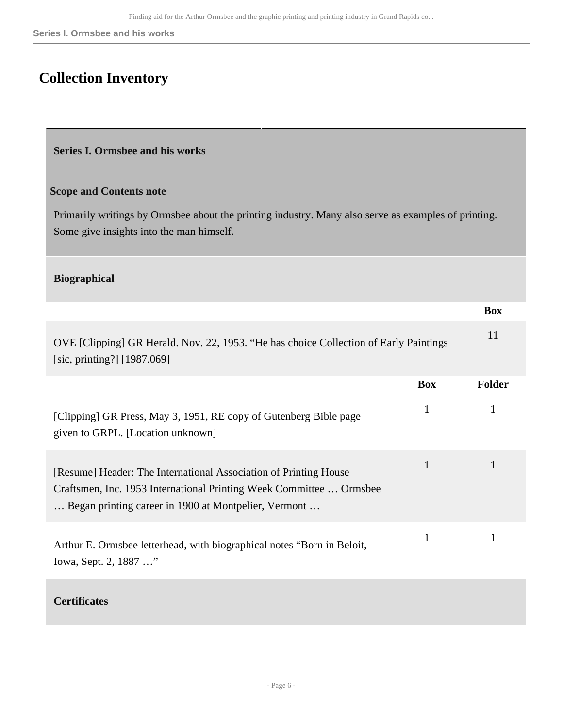## Collection Inventory

### Series I. Ormsbee and his works

**Scope and Contents note**

Primarily writings by Ormsbee about the printing industry. Many also serve as examples of printing. Some give insights into the man himself.

#### Biographical

| | Box |
|---|---|
| OVE [Clipping] GR Herald. Nov. 22, 1953. “He has choice Collection of Early Paintings [sic, printing?] [1987.069] | 11 |

| | Box | Folder |
|---|---|---|
| [Clipping] GR Press, May 3, 1951, RE copy of Gutenberg Bible page given to GRPL. [Location unknown] | 1 | 1 |
| [Resume] Header: The International Association of Printing House Craftsmen, Inc. 1953 International Printing Week Committee … Ormsbee … Began printing career in 1900 at Montpelier, Vermont … | 1 | 1 |
| Arthur E. Ormsbee letterhead, with biographical notes “Born in Beloit, Iowa, Sept. 2, 1887 …” | 1 | 1 |

#### Certificates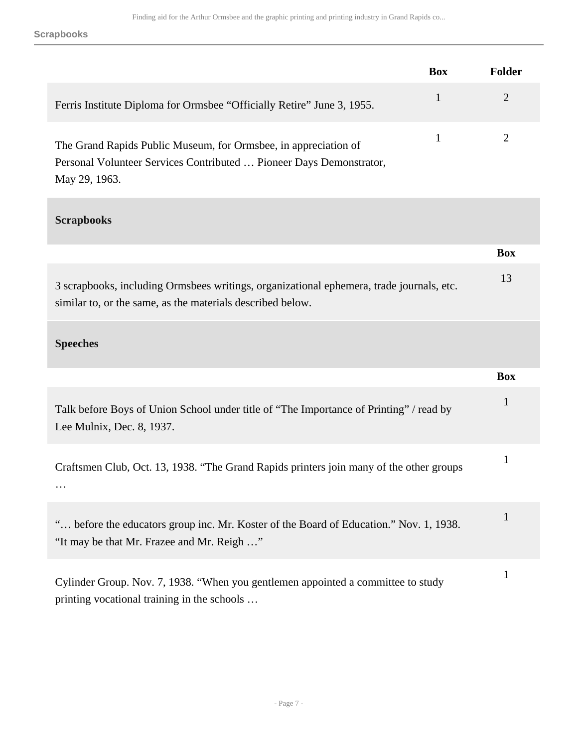| | Box | Folder |
|---|---|---|
| Ferris Institute Diploma for Ormsbee “Officially Retire” June 3, 1955. | 1 | 2 |
| The Grand Rapids Public Museum, for Ormsbee, in appreciation of Personal Volunteer Services Contributed … Pioneer Days Demonstrator, May 29, 1963. | 1 | 2 |

## Scrapbooks

| | Box |
|---|---|
| 3 scrapbooks, including Ormsbees writings, organizational ephemera, trade journals, etc. similar to, or the same, as the materials described below. | 13 |

## Speeches

| | Box |
|---|---|
| Talk before Boys of Union School under title of “The Importance of Printing” / read by Lee Mulnix, Dec. 8, 1937. | 1 |
| Craftsmen Club, Oct. 13, 1938. “The Grand Rapids printers join many of the other groups … | 1 |
| “… before the educators group inc. Mr. Koster of the Board of Education.” Nov. 1, 1938. “It may be that Mr. Frazee and Mr. Reigh …” | 1 |
| Cylinder Group. Nov. 7, 1938. “When you gentlemen appointed a committee to study printing vocational training in the schools … | 1 |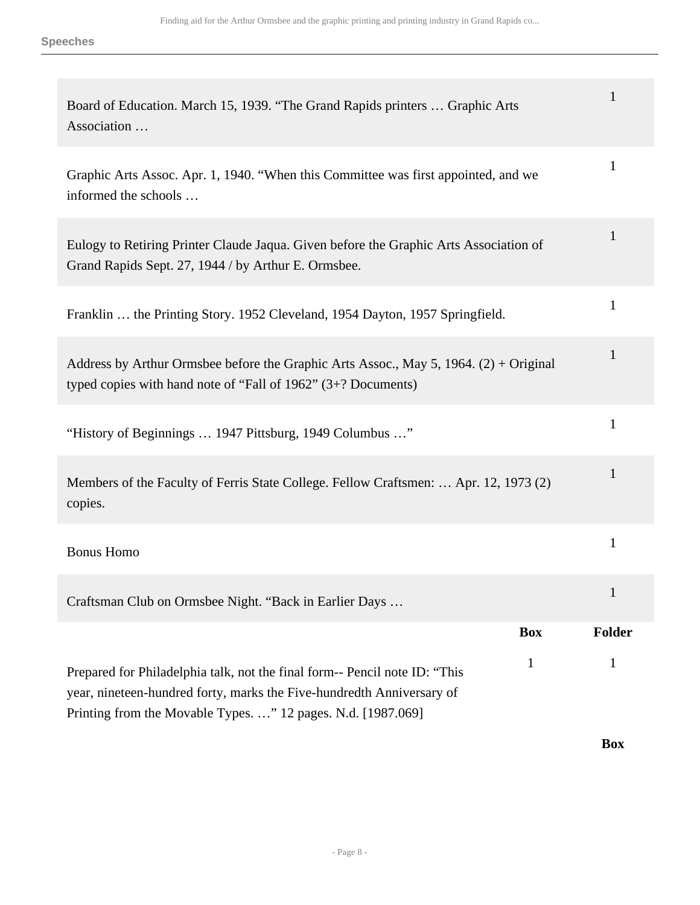## Speeches

| | Folder |
|---|---|
| Board of Education. March 15, 1939. "The Grand Rapids printers … Graphic Arts Association … | 1 |
| Graphic Arts Assoc. Apr. 1, 1940. "When this Committee was first appointed, and we informed the schools … | 1 |
| Eulogy to Retiring Printer Claude Jaqua. Given before the Graphic Arts Association of Grand Rapids Sept. 27, 1944 / by Arthur E. Ormsbee. | 1 |
| Franklin … the Printing Story. 1952 Cleveland, 1954 Dayton, 1957 Springfield. | 1 |
| Address by Arthur Ormsbee before the Graphic Arts Assoc., May 5, 1964. (2) + Original typed copies with hand note of "Fall of 1962" (3+? Documents) | 1 |
| "History of Beginnings … 1947 Pittsburg, 1949 Columbus …" | 1 |
| Members of the Faculty of Ferris State College. Fellow Craftsmen: … Apr. 12, 1973 (2) copies. | 1 |
| Bonus Homo | 1 |
| Craftsman Club on Ormsbee Night. "Back in Earlier Days … | 1 |

| | Box | Folder |
|---|---|---|
| Prepared for Philadelphia talk, not the final form-- Pencil note ID: "This year, nineteen-hundred forty, marks the Five-hundredth Anniversary of Printing from the Movable Types. …" 12 pages. N.d. [1987.069] | 1 | 1 |

**Box**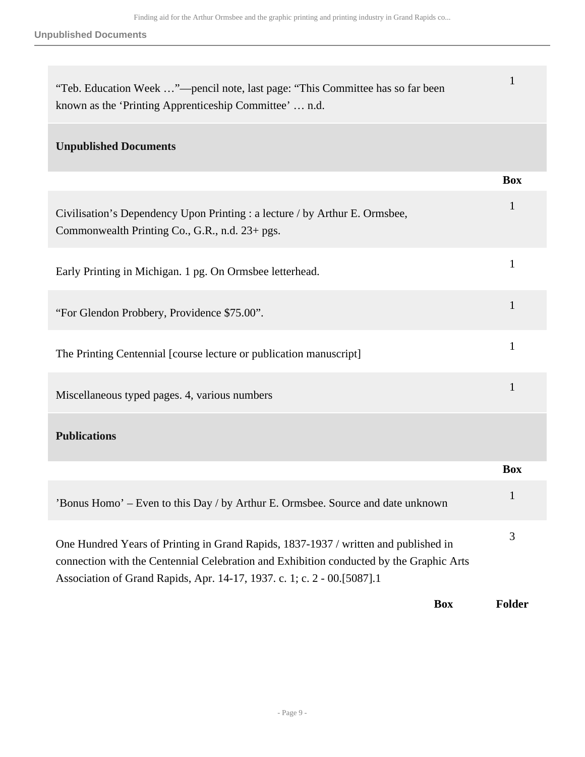| | Box |
|---|---|
| "Teb. Education Week …"—pencil note, last page: "This Committee has so far been known as the 'Printing Apprenticeship Committee' … n.d. | 1 |

## Unpublished Documents

| | Box |
|---|---|
| Civilisation's Dependency Upon Printing : a lecture / by Arthur E. Ormsbee, Commonwealth Printing Co., G.R., n.d. 23+ pgs. | 1 |
| Early Printing in Michigan. 1 pg. On Ormsbee letterhead. | 1 |
| "For Glendon Probbery, Providence $75.00". | 1 |
| The Printing Centennial [course lecture or publication manuscript] | 1 |
| Miscellaneous typed pages. 4, various numbers | 1 |

## Publications

| | Box |
|---|---|
| 'Bonus Homo' – Even to this Day / by Arthur E. Ormsbee. Source and date unknown | 1 |
| One Hundred Years of Printing in Grand Rapids, 1837-1937 / written and published in connection with the Centennial Celebration and Exhibition conducted by the Graphic Arts Association of Grand Rapids, Apr. 14-17, 1937. c. 1; c. 2 - 00.[5087].1 | 3 |

| | Box | Folder |
|---|---|---|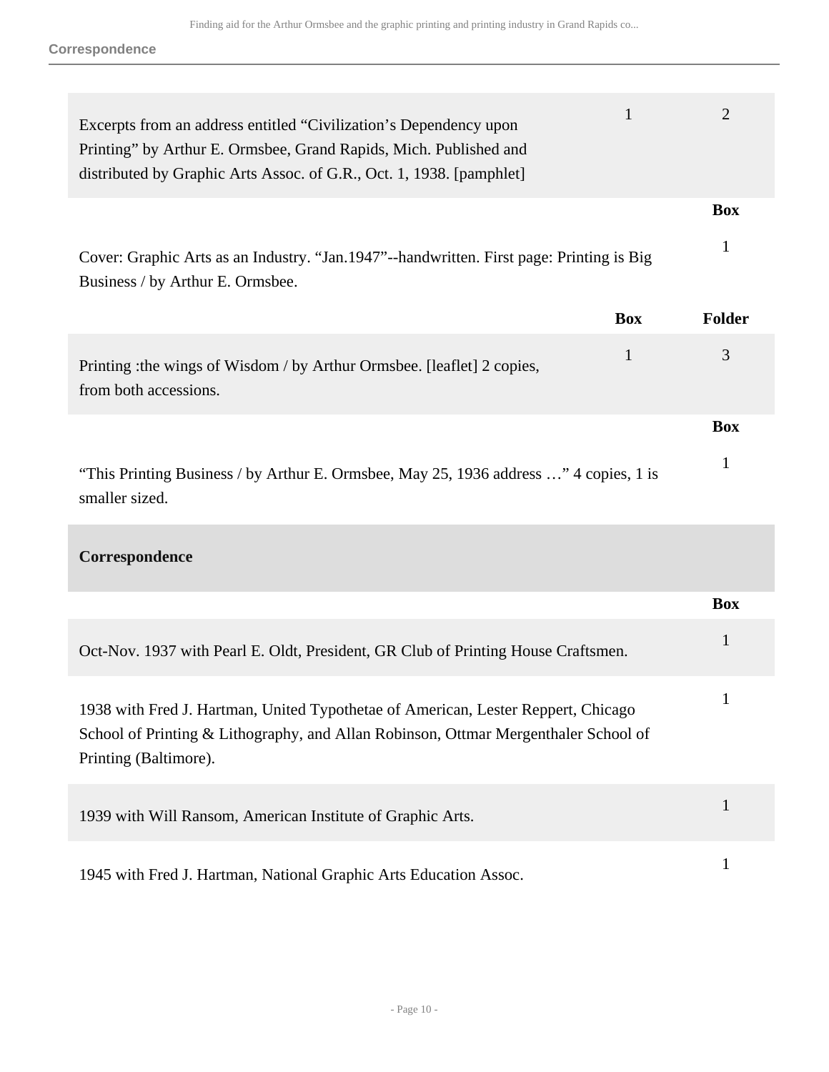| | Box | Folder |
|---|---|---|
| Excerpts from an address entitled “Civilization’s Dependency upon Printing” by Arthur E. Ormsbee, Grand Rapids, Mich. Published and distributed by Graphic Arts Assoc. of G.R., Oct. 1, 1938. [pamphlet] | 1 | 2 |

| | Box |
|---|---|
| Cover: Graphic Arts as an Industry. “Jan.1947”--handwritten. First page: Printing is Big Business / by Arthur E. Ormsbee. | 1 |

| | Box | Folder |
|---|---|---|
| Printing :the wings of Wisdom / by Arthur Ormsbee. [leaflet] 2 copies, from both accessions. | 1 | 3 |

| | Box |
|---|---|
| “This Printing Business / by Arthur E. Ormsbee, May 25, 1936 address …” 4 copies, 1 is smaller sized. | 1 |

## Correspondence

| | Box |
|---|---|
| Oct-Nov. 1937 with Pearl E. Oldt, President, GR Club of Printing House Craftsmen. | 1 |
| 1938 with Fred J. Hartman, United Typothetae of American, Lester Reppert, Chicago School of Printing & Lithography, and Allan Robinson, Ottmar Mergenthaler School of Printing (Baltimore). | 1 |
| 1939 with Will Ransom, American Institute of Graphic Arts. | 1 |
| 1945 with Fred J. Hartman, National Graphic Arts Education Assoc. | 1 |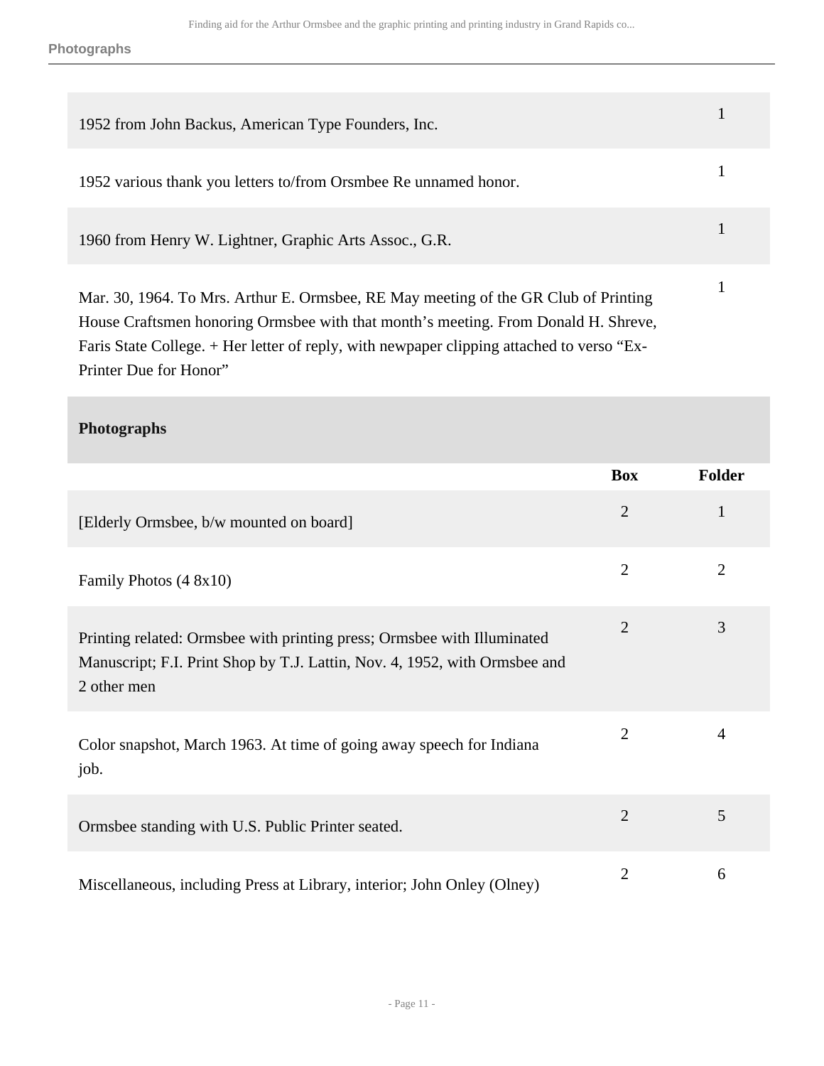| | |
|---|---|
| 1952 from John Backus, American Type Founders, Inc. | 1 |
| 1952 various thank you letters to/from Orsmbee Re unnamed honor. | 1 |
| 1960 from Henry W. Lightner, Graphic Arts Assoc., G.R. | 1 |
| Mar. 30, 1964. To Mrs. Arthur E. Ormsbee, RE May meeting of the GR Club of Printing House Craftsmen honoring Ormsbee with that month's meeting. From Donald H. Shreve, Faris State College. + Her letter of reply, with newpaper clipping attached to verso "Ex-Printer Due for Honor" | 1 |

## Photographs

| | Box | Folder |
|---|---|---|
| [Elderly Ormsbee, b/w mounted on board] | 2 | 1 |
| Family Photos (4 8x10) | 2 | 2 |
| Printing related: Ormsbee with printing press; Ormsbee with Illuminated Manuscript; F.I. Print Shop by T.J. Lattin, Nov. 4, 1952, with Ormsbee and 2 other men | 2 | 3 |
| Color snapshot, March 1963. At time of going away speech for Indiana job. | 2 | 4 |
| Ormsbee standing with U.S. Public Printer seated. | 2 | 5 |
| Miscellaneous, including Press at Library, interior; John Onley (Olney) | 2 | 6 |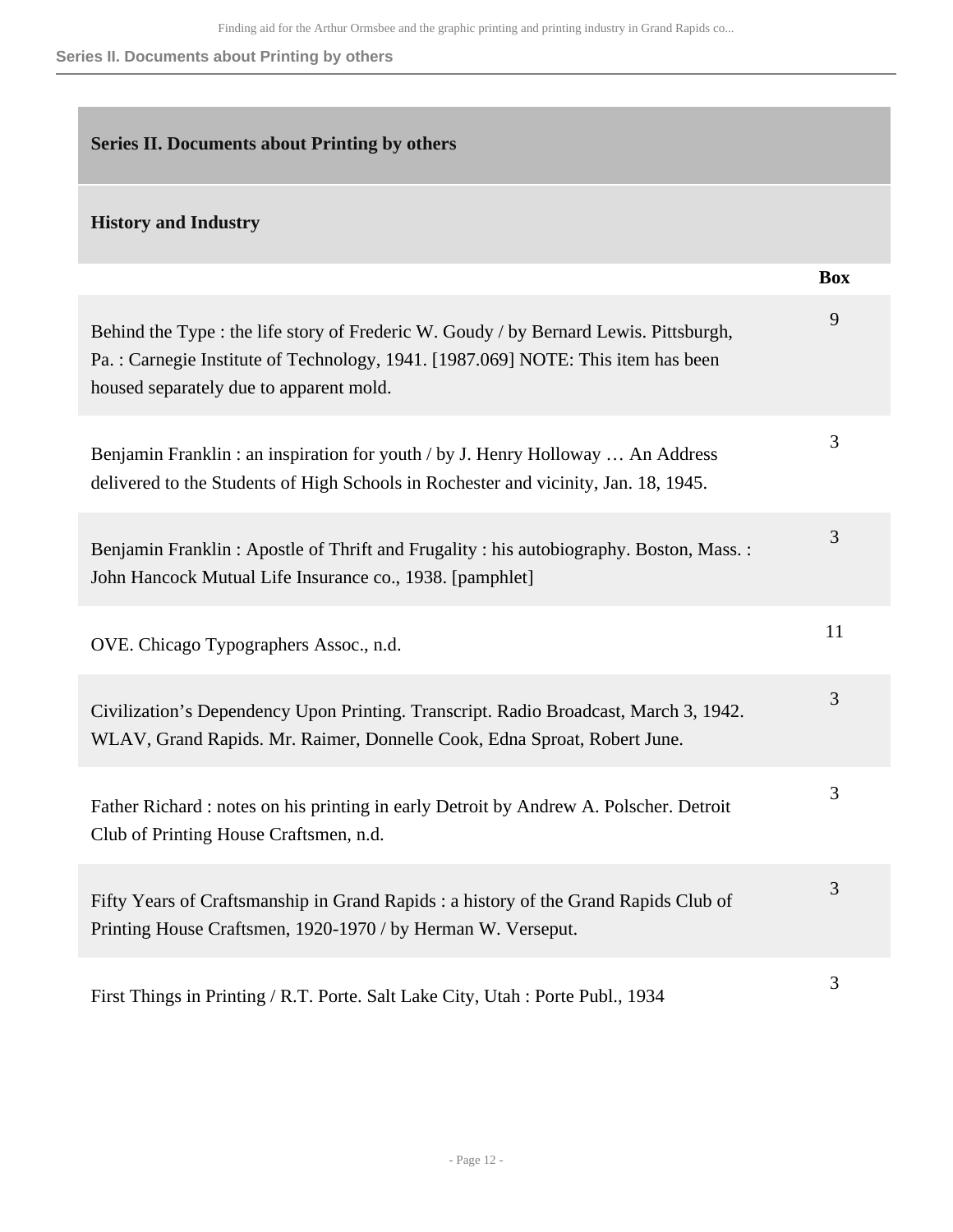## Series II. Documents about Printing by others

### History and Industry

| | Box |
|---|---|
| Behind the Type : the life story of Frederic W. Goudy / by Bernard Lewis. Pittsburgh, Pa. : Carnegie Institute of Technology, 1941. [1987.069] NOTE: This item has been housed separately due to apparent mold. | 9 |
| Benjamin Franklin : an inspiration for youth / by J. Henry Holloway … An Address delivered to the Students of High Schools in Rochester and vicinity, Jan. 18, 1945. | 3 |
| Benjamin Franklin : Apostle of Thrift and Frugality : his autobiography. Boston, Mass. : John Hancock Mutual Life Insurance co., 1938. [pamphlet] | 3 |
| OVE. Chicago Typographers Assoc., n.d. | 11 |
| Civilization's Dependency Upon Printing. Transcript. Radio Broadcast, March 3, 1942. WLAV, Grand Rapids. Mr. Raimer, Donnelle Cook, Edna Sproat, Robert June. | 3 |
| Father Richard : notes on his printing in early Detroit by Andrew A. Polscher. Detroit Club of Printing House Craftsmen, n.d. | 3 |
| Fifty Years of Craftsmanship in Grand Rapids : a history of the Grand Rapids Club of Printing House Craftsmen, 1920-1970 / by Herman W. Verseput. | 3 |
| First Things in Printing / R.T. Porte. Salt Lake City, Utah : Porte Publ., 1934 | 3 |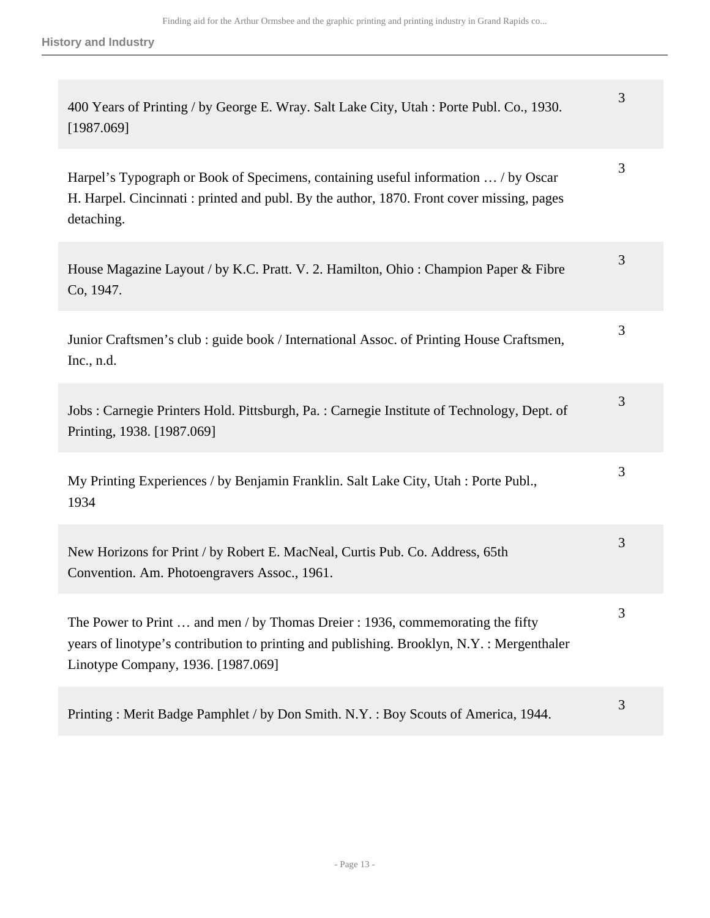| | |
|---|---|
| 400 Years of Printing / by George E. Wray. Salt Lake City, Utah : Porte Publ. Co., 1930. [1987.069] | 3 |
| Harpel's Typograph or Book of Specimens, containing useful information … / by Oscar H. Harpel. Cincinnati : printed and publ. By the author, 1870. Front cover missing, pages detaching. | 3 |
| House Magazine Layout / by K.C. Pratt. V. 2. Hamilton, Ohio : Champion Paper & Fibre Co, 1947. | 3 |
| Junior Craftsmen's club : guide book / International Assoc. of Printing House Craftsmen, Inc., n.d. | 3 |
| Jobs : Carnegie Printers Hold. Pittsburgh, Pa. : Carnegie Institute of Technology, Dept. of Printing, 1938. [1987.069] | 3 |
| My Printing Experiences / by Benjamin Franklin. Salt Lake City, Utah : Porte Publ., 1934 | 3 |
| New Horizons for Print / by Robert E. MacNeal, Curtis Pub. Co. Address, 65th Convention. Am. Photoengravers Assoc., 1961. | 3 |
| The Power to Print … and men / by Thomas Dreier : 1936, commemorating the fifty years of linotype's contribution to printing and publishing. Brooklyn, N.Y. : Mergenthaler Linotype Company, 1936. [1987.069] | 3 |
| Printing : Merit Badge Pamphlet / by Don Smith. N.Y. : Boy Scouts of America, 1944. | 3 |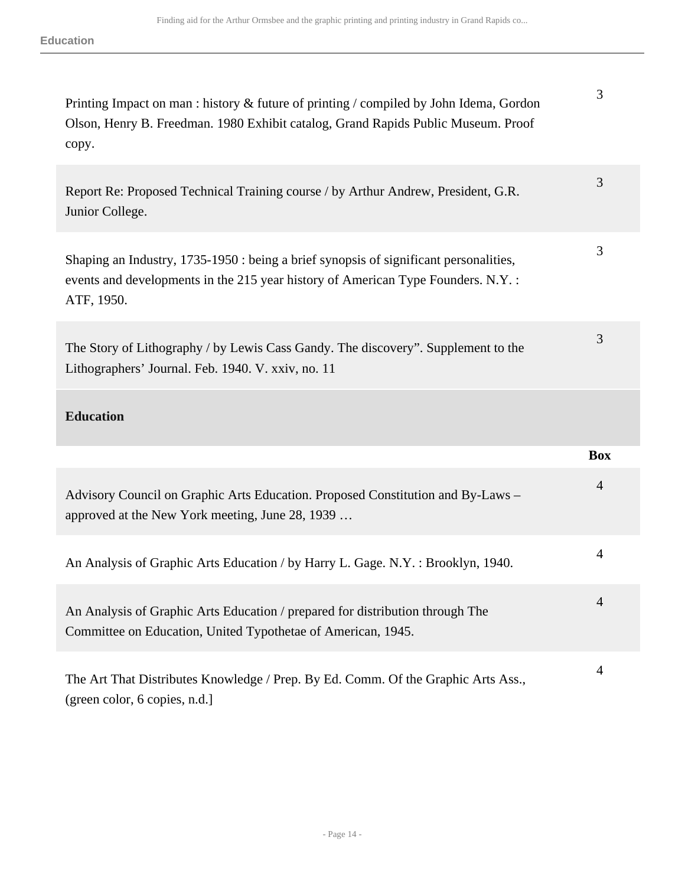| | |
|---|---|
| Printing Impact on man : history & future of printing / compiled by John Idema, Gordon Olson, Henry B. Freedman. 1980 Exhibit catalog, Grand Rapids Public Museum. Proof copy. | 3 |
| Report Re: Proposed Technical Training course / by Arthur Andrew, President, G.R. Junior College. | 3 |
| Shaping an Industry, 1735-1950 : being a brief synopsis of significant personalities, events and developments in the 215 year history of American Type Founders. N.Y. : ATF, 1950. | 3 |
| The Story of Lithography / by Lewis Cass Gandy. The discovery". Supplement to the Lithographers' Journal. Feb. 1940. V. xxiv, no. 11 | 3 |

## Education

| | Box |
|---|---|
| Advisory Council on Graphic Arts Education. Proposed Constitution and By-Laws – approved at the New York meeting, June 28, 1939 … | 4 |
| An Analysis of Graphic Arts Education / by Harry L. Gage. N.Y. : Brooklyn, 1940. | 4 |
| An Analysis of Graphic Arts Education / prepared for distribution through The Committee on Education, United Typothetae of American, 1945. | 4 |
| The Art That Distributes Knowledge / Prep. By Ed. Comm. Of the Graphic Arts Ass., (green color, 6 copies, n.d.] | 4 |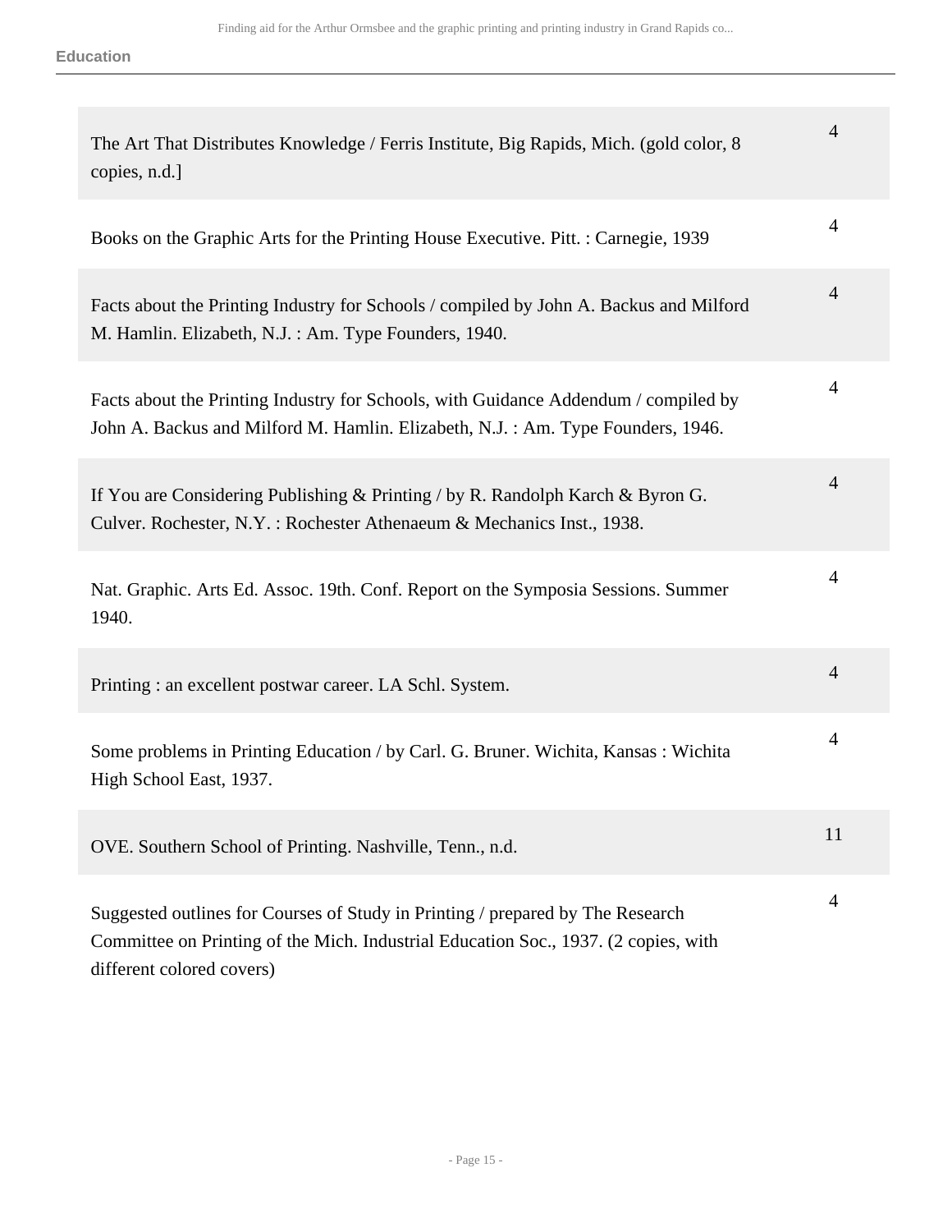| | |
|---|---|
| The Art That Distributes Knowledge / Ferris Institute, Big Rapids, Mich. (gold color, 8 copies, n.d.] | 4 |
| Books on the Graphic Arts for the Printing House Executive. Pitt. : Carnegie, 1939 | 4 |
| Facts about the Printing Industry for Schools / compiled by John A. Backus and Milford M. Hamlin. Elizabeth, N.J. : Am. Type Founders, 1940. | 4 |
| Facts about the Printing Industry for Schools, with Guidance Addendum / compiled by John A. Backus and Milford M. Hamlin. Elizabeth, N.J. : Am. Type Founders, 1946. | 4 |
| If You are Considering Publishing & Printing / by R. Randolph Karch & Byron G. Culver. Rochester, N.Y. : Rochester Athenaeum & Mechanics Inst., 1938. | 4 |
| Nat. Graphic. Arts Ed. Assoc. 19th. Conf. Report on the Symposia Sessions. Summer 1940. | 4 |
| Printing : an excellent postwar career. LA Schl. System. | 4 |
| Some problems in Printing Education / by Carl. G. Bruner. Wichita, Kansas : Wichita High School East, 1937. | 4 |
| OVE. Southern School of Printing. Nashville, Tenn., n.d. | 11 |
| Suggested outlines for Courses of Study in Printing / prepared by The Research Committee on Printing of the Mich. Industrial Education Soc., 1937. (2 copies, with different colored covers) | 4 |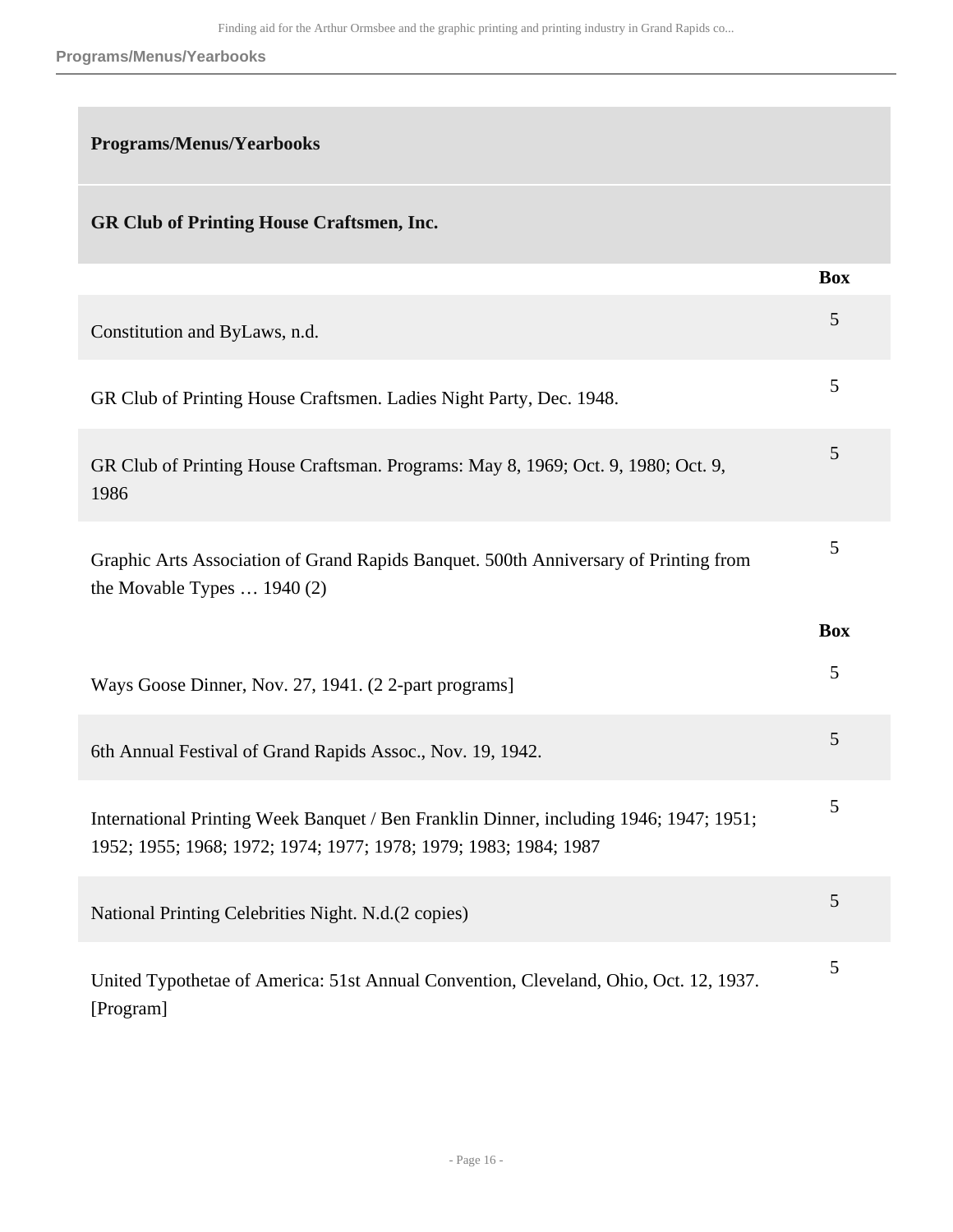## Programs/Menus/Yearbooks

### GR Club of Printing House Craftsmen, Inc.

| | Box |
|---|---|
| Constitution and ByLaws, n.d. | 5 |
| GR Club of Printing House Craftsmen. Ladies Night Party, Dec. 1948. | 5 |
| GR Club of Printing House Craftsman. Programs: May 8, 1969; Oct. 9, 1980; Oct. 9, 1986 | 5 |
| Graphic Arts Association of Grand Rapids Banquet. 500th Anniversary of Printing from the Movable Types … 1940 (2) | 5 |

| | Box |
|---|---|
| Ways Goose Dinner, Nov. 27, 1941. (2 2-part programs] | 5 |
| 6th Annual Festival of Grand Rapids Assoc., Nov. 19, 1942. | 5 |
| International Printing Week Banquet / Ben Franklin Dinner, including 1946; 1947; 1951; 1952; 1955; 1968; 1972; 1974; 1977; 1978; 1979; 1983; 1984; 1987 | 5 |
| National Printing Celebrities Night. N.d.(2 copies) | 5 |
| United Typothetae of America: 51st Annual Convention, Cleveland, Ohio, Oct. 12, 1937. [Program] | 5 |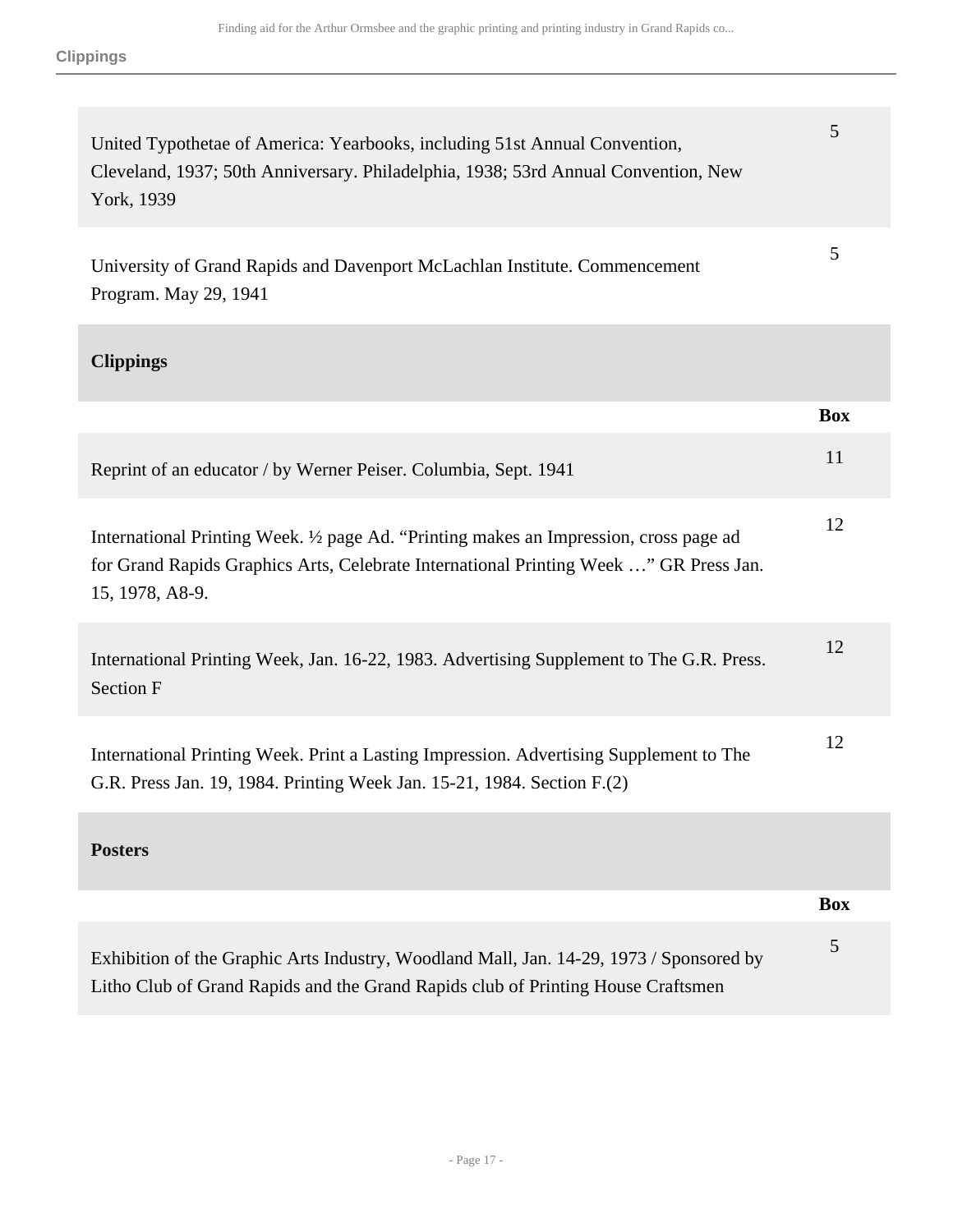| | |
|---|---|
| United Typothetae of America: Yearbooks, including 51st Annual Convention, Cleveland, 1937; 50th Anniversary. Philadelphia, 1938; 53rd Annual Convention, New York, 1939 | 5 |
| University of Grand Rapids and Davenport McLachlan Institute. Commencement Program. May 29, 1941 | 5 |

## Clippings

| | Box |
|---|---|
| Reprint of an educator / by Werner Peiser. Columbia, Sept. 1941 | 11 |
| International Printing Week. ½ page Ad. "Printing makes an Impression, cross page ad for Grand Rapids Graphics Arts, Celebrate International Printing Week …" GR Press Jan. 15, 1978, A8-9. | 12 |
| International Printing Week, Jan. 16-22, 1983. Advertising Supplement to The G.R. Press. Section F | 12 |
| International Printing Week. Print a Lasting Impression. Advertising Supplement to The G.R. Press Jan. 19, 1984. Printing Week Jan. 15-21, 1984. Section F.(2) | 12 |

## Posters

| | Box |
|---|---|
| Exhibition of the Graphic Arts Industry, Woodland Mall, Jan. 14-29, 1973 / Sponsored by Litho Club of Grand Rapids and the Grand Rapids club of Printing House Craftsmen | 5 |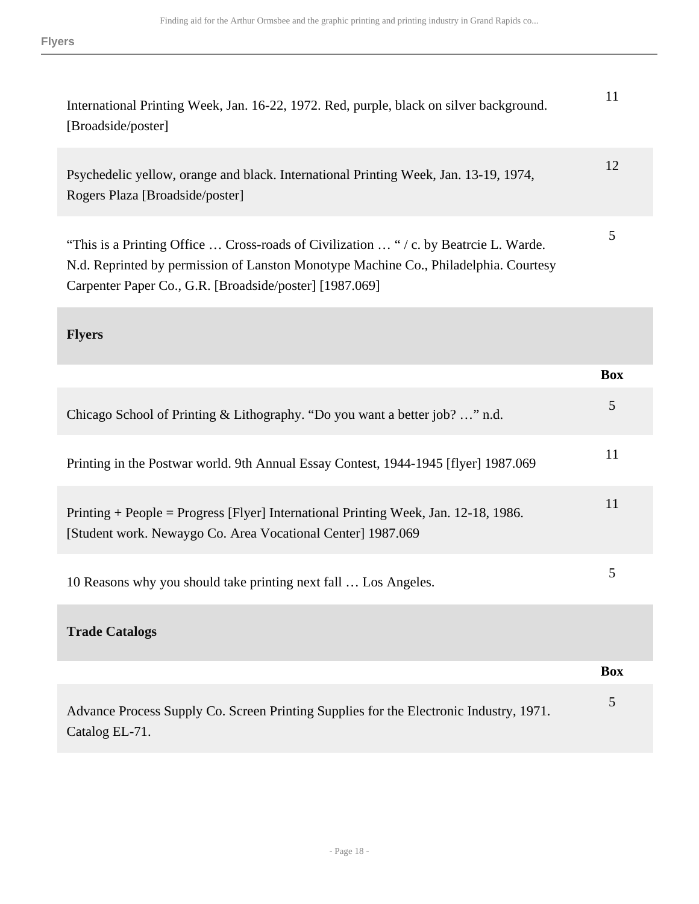| | |
|---|---|
| International Printing Week, Jan. 16-22, 1972. Red, purple, black on silver background. [Broadside/poster] | 11 |
| Psychedelic yellow, orange and black. International Printing Week, Jan. 13-19, 1974, Rogers Plaza [Broadside/poster] | 12 |
| "This is a Printing Office … Cross-roads of Civilization … " / c. by Beatrcie L. Warde. N.d. Reprinted by permission of Lanston Monotype Machine Co., Philadelphia. Courtesy Carpenter Paper Co., G.R. [Broadside/poster] [1987.069] | 5 |

## Flyers

| | Box |
|---|---|
| Chicago School of Printing & Lithography. "Do you want a better job? …" n.d. | 5 |
| Printing in the Postwar world. 9th Annual Essay Contest, 1944-1945 [flyer] 1987.069 | 11 |
| Printing + People = Progress [Flyer] International Printing Week, Jan. 12-18, 1986. [Student work. Newaygo Co. Area Vocational Center] 1987.069 | 11 |
| 10 Reasons why you should take printing next fall … Los Angeles. | 5 |

## Trade Catalogs

| | Box |
|---|---|
| Advance Process Supply Co. Screen Printing Supplies for the Electronic Industry, 1971. Catalog EL-71. | 5 |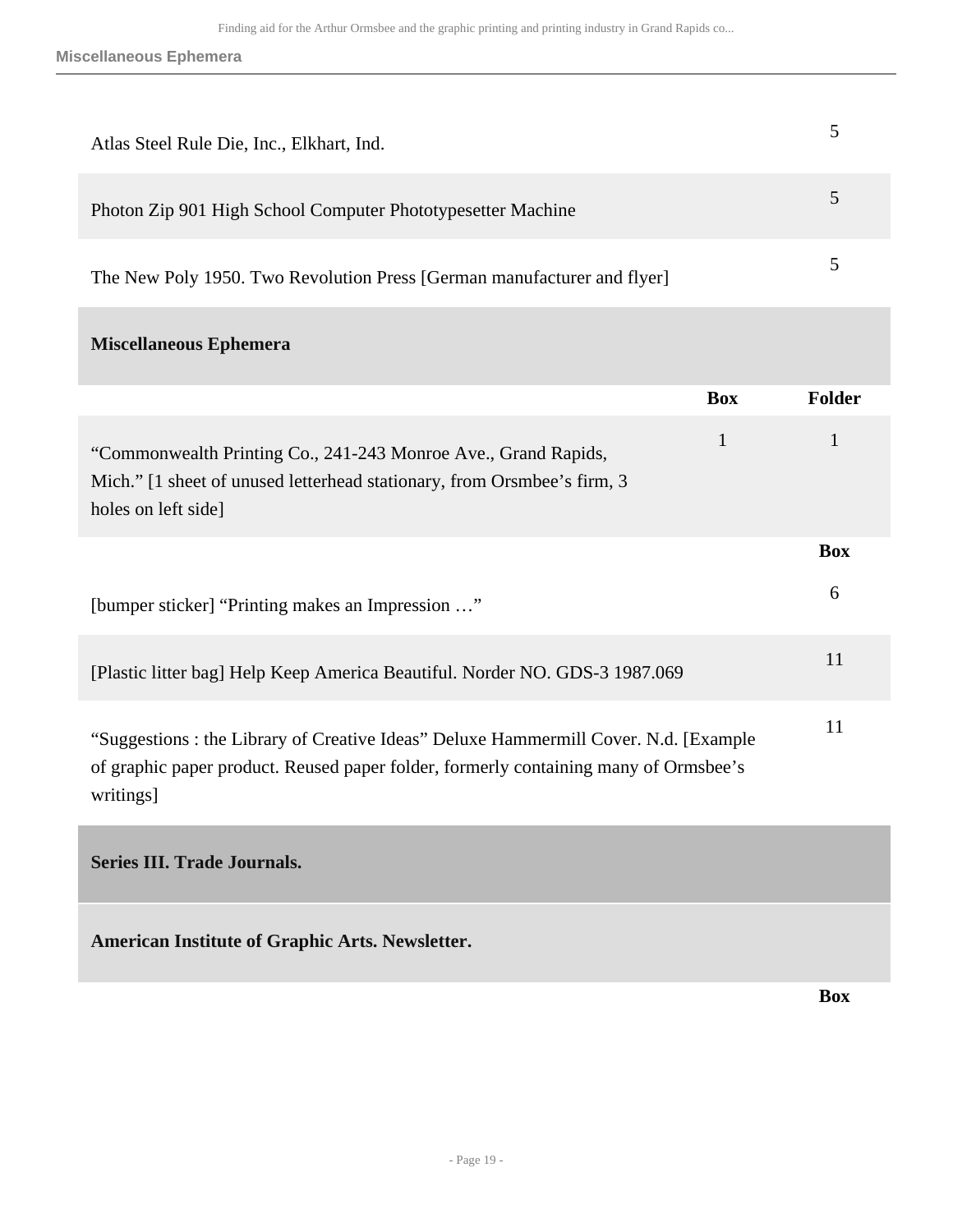| | Box |
|---|---|
| Atlas Steel Rule Die, Inc., Elkhart, Ind. | 5 |
| Photon Zip 901 High School Computer Phototypesetter Machine | 5 |
| The New Poly 1950. Two Revolution Press [German manufacturer and flyer] | 5 |

### Miscellaneous Ephemera

| | Box | Folder |
|---|---|---|
| “Commonwealth Printing Co., 241-243 Monroe Ave., Grand Rapids, Mich.” [1 sheet of unused letterhead stationary, from Orsmbee’s firm, 3 holes on left side] | 1 | 1 |

| | Box |
|---|---|
| [bumper sticker] “Printing makes an Impression …” | 6 |
| [Plastic litter bag] Help Keep America Beautiful. Norder NO. GDS-3 1987.069 | 11 |
| “Suggestions : the Library of Creative Ideas” Deluxe Hammermill Cover. N.d. [Example of graphic paper product. Reused paper folder, formerly containing many of Ormsbee’s writings] | 11 |

## Series III. Trade Journals.

### American Institute of Graphic Arts. Newsletter.

| | Box |
|---|---|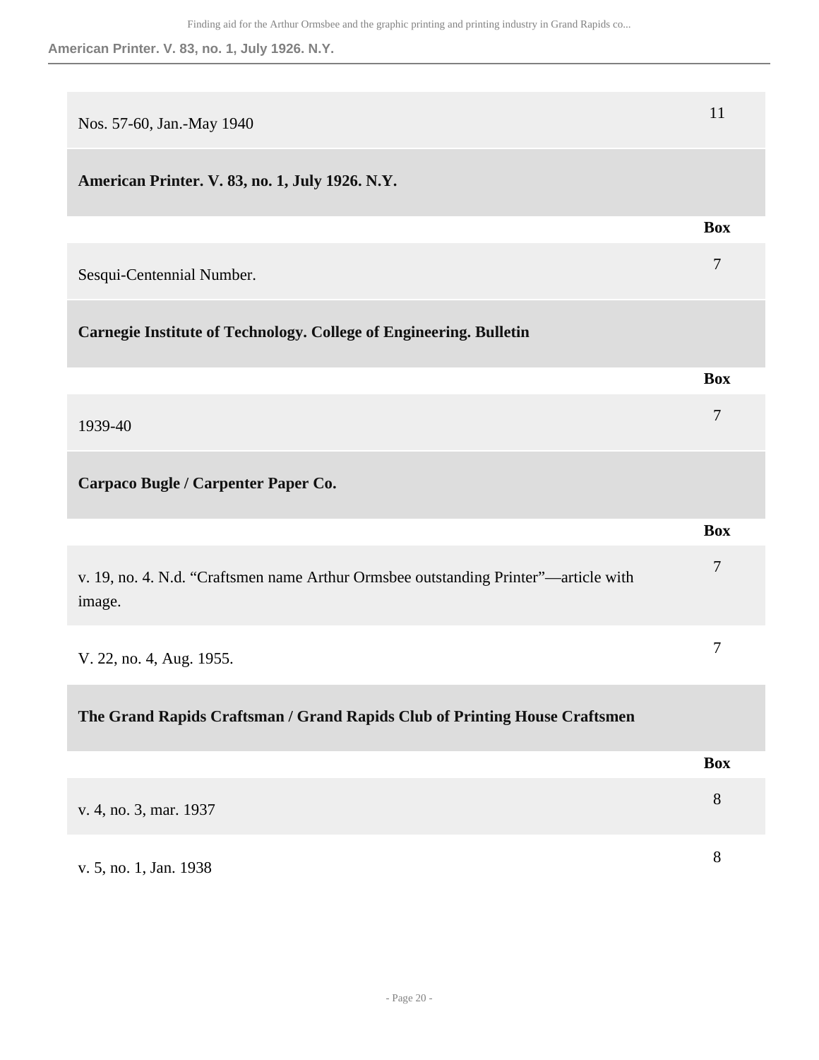| | Box |
|---|---|
| Nos. 57-60, Jan.-May 1940 | 11 |

### American Printer. V. 83, no. 1, July 1926. N.Y.

| | Box |
|---|---|
| Sesqui-Centennial Number. | 7 |

### Carnegie Institute of Technology. College of Engineering. Bulletin

| | Box |
|---|---|
| 1939-40 | 7 |

### Carpaco Bugle / Carpenter Paper Co.

| | Box |
|---|---|
| v. 19, no. 4. N.d. “Craftsmen name Arthur Ormsbee outstanding Printer”—article with image. | 7 |
| V. 22, no. 4, Aug. 1955. | 7 |

### The Grand Rapids Craftsman / Grand Rapids Club of Printing House Craftsmen

| | Box |
|---|---|
| v. 4, no. 3, mar. 1937 | 8 |
| v. 5, no. 1, Jan. 1938 | 8 |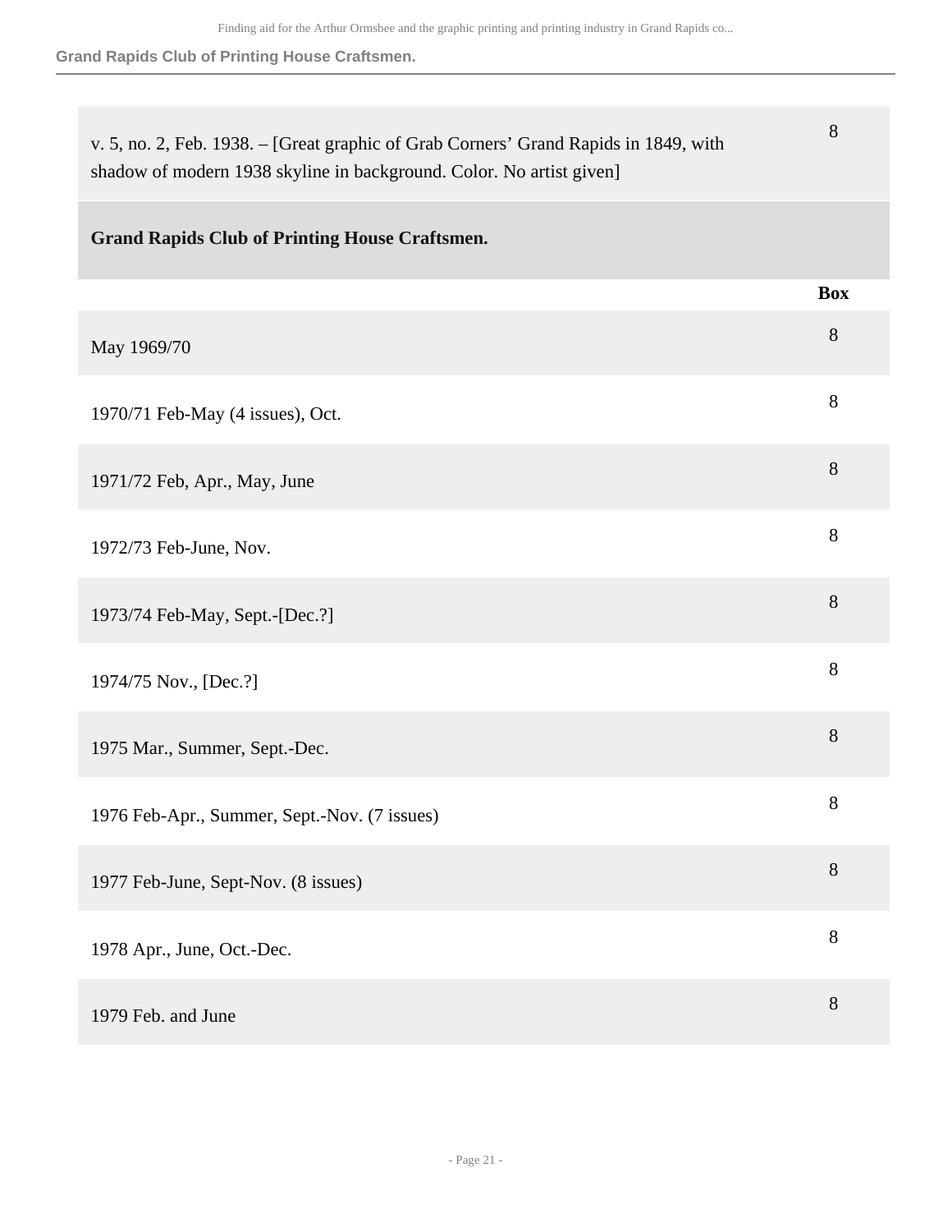| | |
|---|---|
| v. 5, no. 2, Feb. 1938. – [Great graphic of Grab Corners' Grand Rapids in 1849, with shadow of modern 1938 skyline in background. Color. No artist given] | 8 |

### Grand Rapids Club of Printing House Craftsmen.

| | Box |
|---|---|
| May 1969/70 | 8 |
| 1970/71 Feb-May (4 issues), Oct. | 8 |
| 1971/72 Feb, Apr., May, June | 8 |
| 1972/73 Feb-June, Nov. | 8 |
| 1973/74 Feb-May, Sept.-[Dec.?] | 8 |
| 1974/75 Nov., [Dec.?] | 8 |
| 1975 Mar., Summer, Sept.-Dec. | 8 |
| 1976 Feb-Apr., Summer, Sept.-Nov. (7 issues) | 8 |
| 1977 Feb-June, Sept-Nov. (8 issues) | 8 |
| 1978 Apr., June, Oct.-Dec. | 8 |
| 1979 Feb. and June | 8 |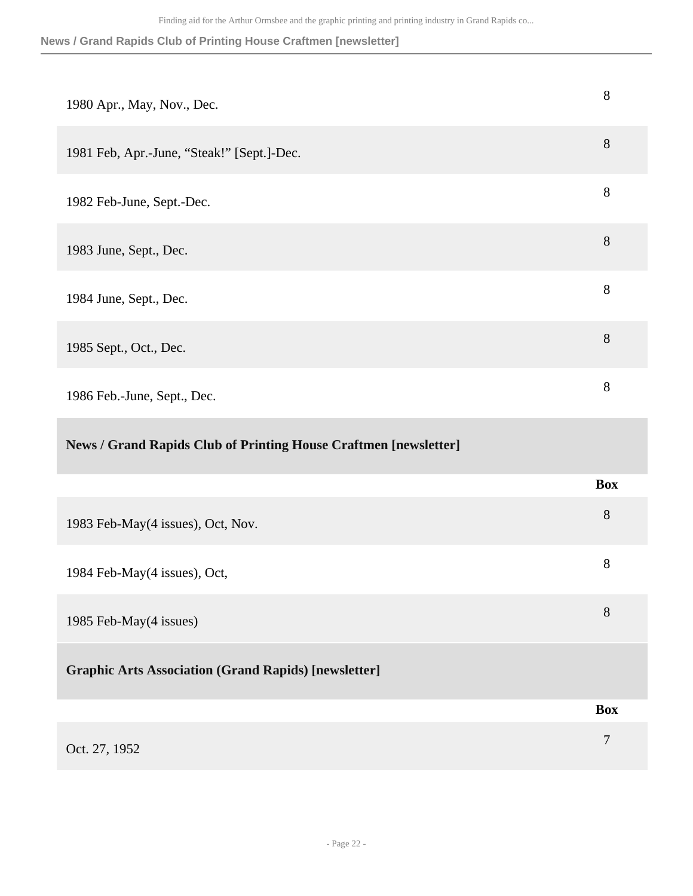| | Box |
|---|---|
| 1980 Apr., May, Nov., Dec. | 8 |
| 1981 Feb, Apr.-June, "Steak!" [Sept.]-Dec. | 8 |
| 1982 Feb-June, Sept.-Dec. | 8 |
| 1983 June, Sept., Dec. | 8 |
| 1984 June, Sept., Dec. | 8 |
| 1985 Sept., Oct., Dec. | 8 |
| 1986 Feb.-June, Sept., Dec. | 8 |

### News / Grand Rapids Club of Printing House Craftmen [newsletter]

| | Box |
|---|---|
| 1983 Feb-May(4 issues), Oct, Nov. | 8 |
| 1984 Feb-May(4 issues), Oct, | 8 |
| 1985 Feb-May(4 issues) | 8 |

### Graphic Arts Association (Grand Rapids) [newsletter]

| | Box |
|---|---|
| Oct. 27, 1952 | 7 |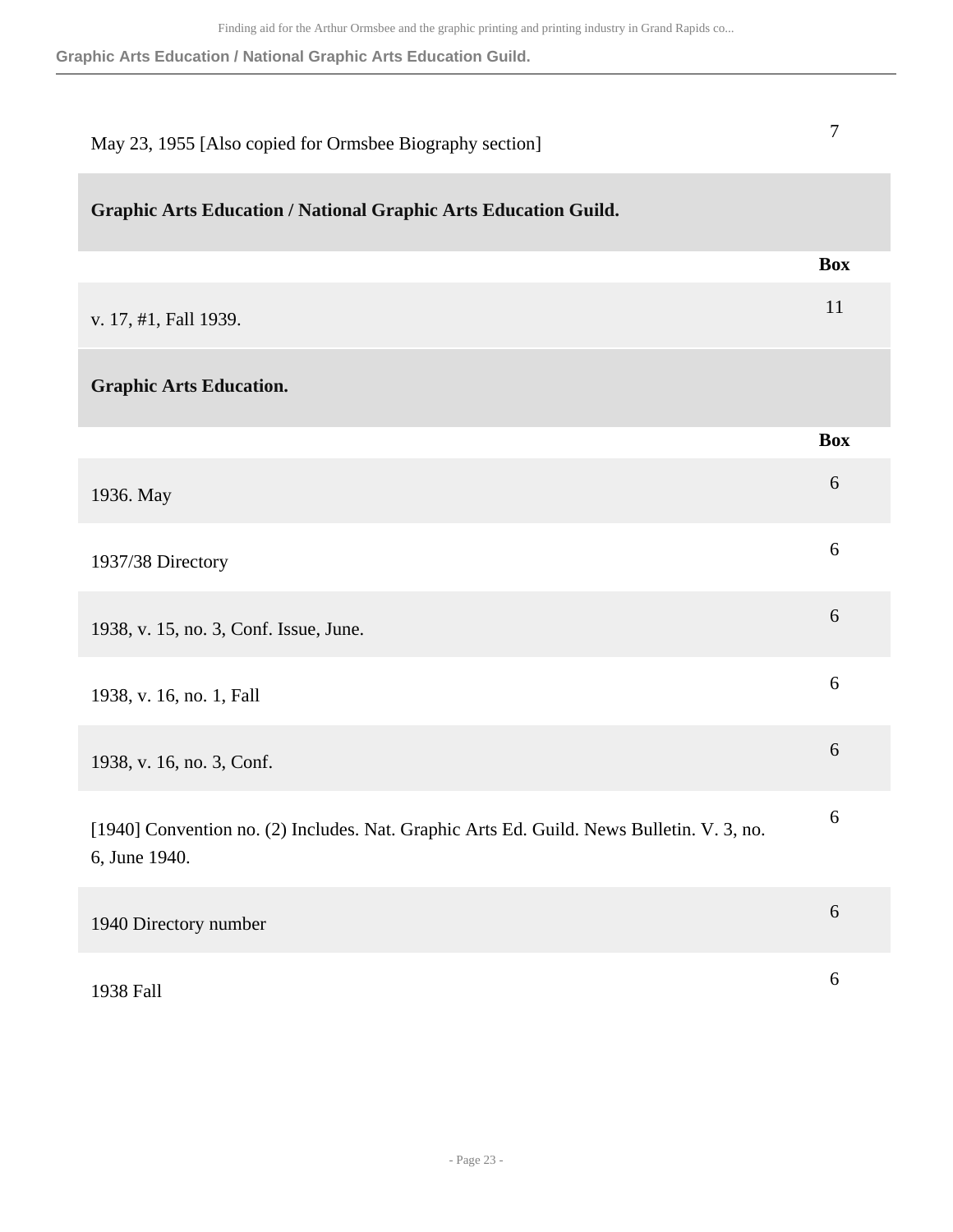| | |
|---|---|
| May 23, 1955 [Also copied for Ormsbee Biography section] | 7 |

### Graphic Arts Education / National Graphic Arts Education Guild.

| | Box |
|---|---|
| v. 17, #1, Fall 1939. | 11 |

### Graphic Arts Education.

| | Box |
|---|---|
| 1936. May | 6 |
| 1937/38 Directory | 6 |
| 1938, v. 15, no. 3, Conf. Issue, June. | 6 |
| 1938, v. 16, no. 1, Fall | 6 |
| 1938, v. 16, no. 3, Conf. | 6 |
| [1940] Convention no. (2) Includes. Nat. Graphic Arts Ed. Guild. News Bulletin. V. 3, no. 6, June 1940. | 6 |
| 1940 Directory number | 6 |
| 1938 Fall | 6 |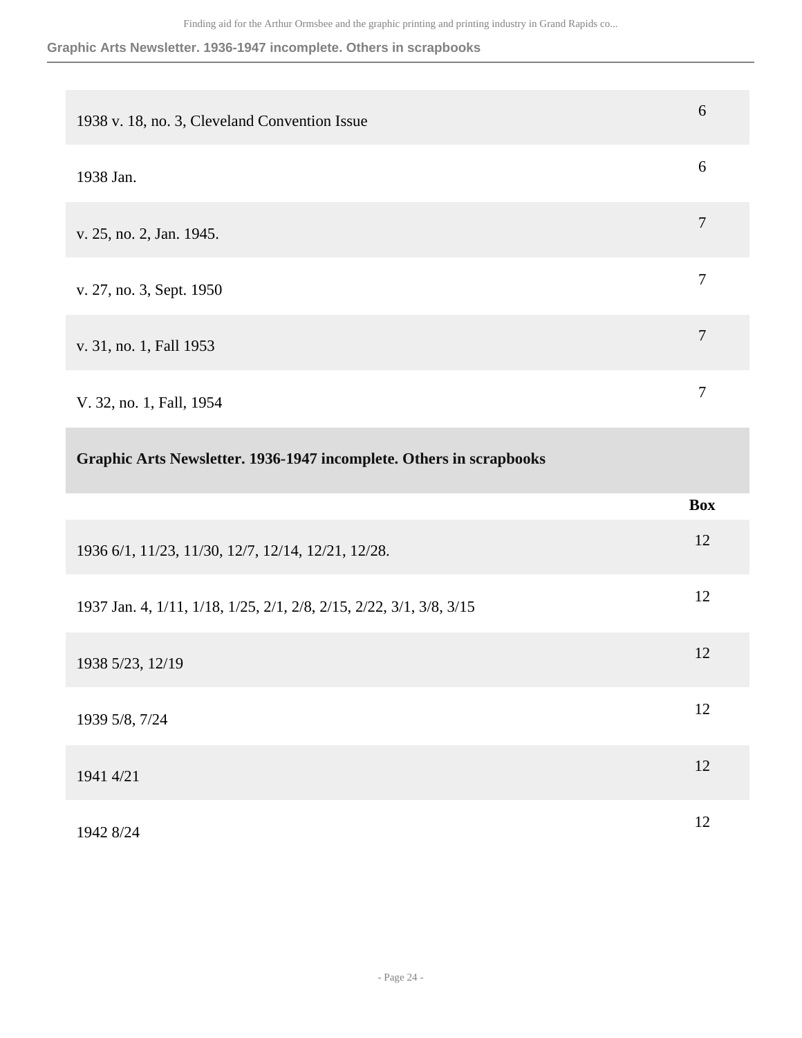| | |
|---|---|
| 1938 v. 18, no. 3, Cleveland Convention Issue | 6 |
| 1938 Jan. | 6 |
| v. 25, no. 2, Jan. 1945. | 7 |
| v. 27, no. 3, Sept. 1950 | 7 |
| v. 31, no. 1, Fall 1953 | 7 |
| V. 32, no. 1, Fall, 1954 | 7 |

## Graphic Arts Newsletter. 1936-1947 incomplete. Others in scrapbooks

| | Box |
|---|---|
| 1936 6/1, 11/23, 11/30, 12/7, 12/14, 12/21, 12/28. | 12 |
| 1937 Jan. 4, 1/11, 1/18, 1/25, 2/1, 2/8, 2/15, 2/22, 3/1, 3/8, 3/15 | 12 |
| 1938 5/23, 12/19 | 12 |
| 1939 5/8, 7/24 | 12 |
| 1941 4/21 | 12 |
| 1942 8/24 | 12 |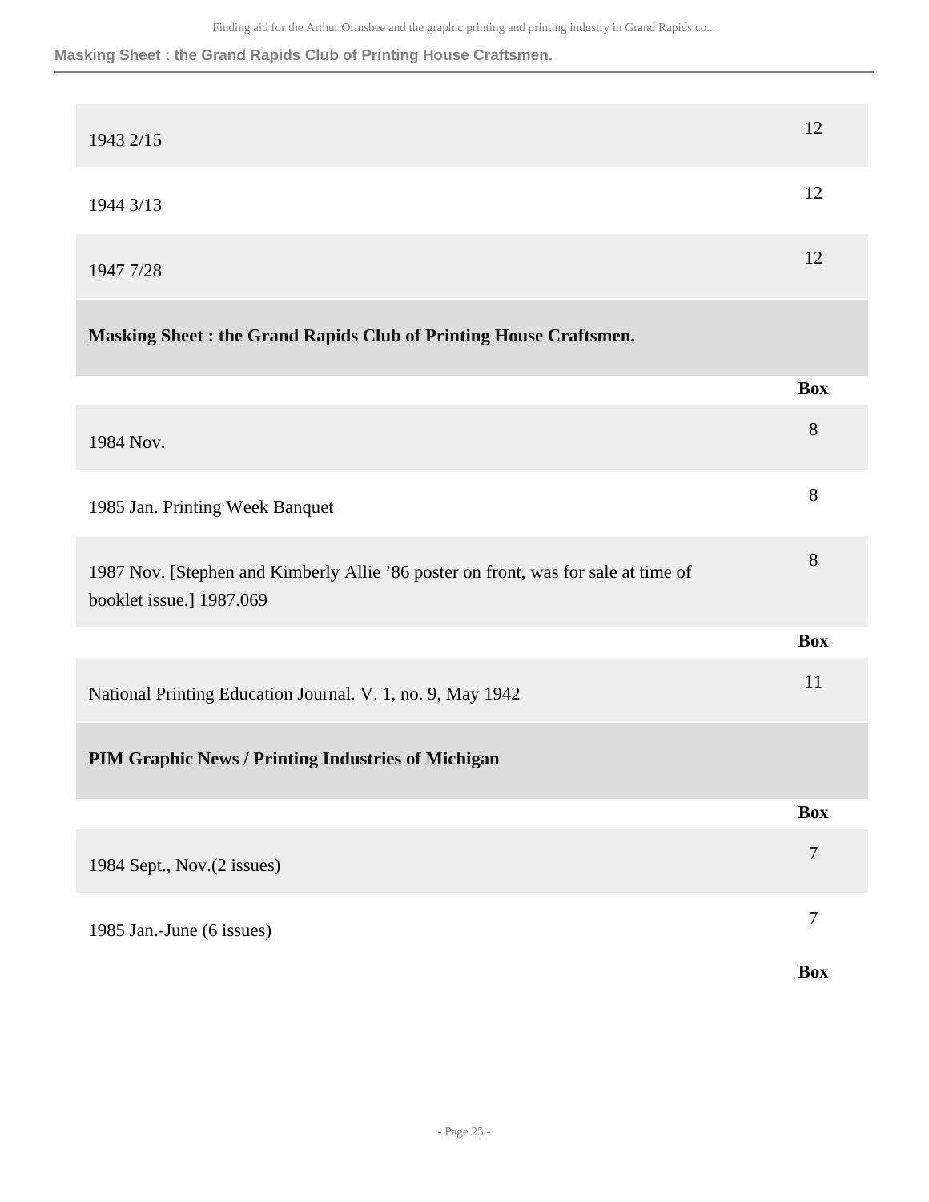| | Box |
|---|---|
| 1943 2/15 | 12 |
| 1944 3/13 | 12 |
| 1947 7/28 | 12 |

**Masking Sheet : the Grand Rapids Club of Printing House Craftsmen.**

| | Box |
|---|---|
| 1984 Nov. | 8 |
| 1985 Jan. Printing Week Banquet | 8 |
| 1987 Nov. [Stephen and Kimberly Allie ’86 poster on front, was for sale at time of booklet issue.] 1987.069 | 8 |

| | Box |
|---|---|
| National Printing Education Journal. V. 1, no. 9, May 1942 | 11 |

**PIM Graphic News / Printing Industries of Michigan**

| | Box |
|---|---|
| 1984 Sept., Nov.(2 issues) | 7 |
| 1985 Jan.-June (6 issues) | 7 |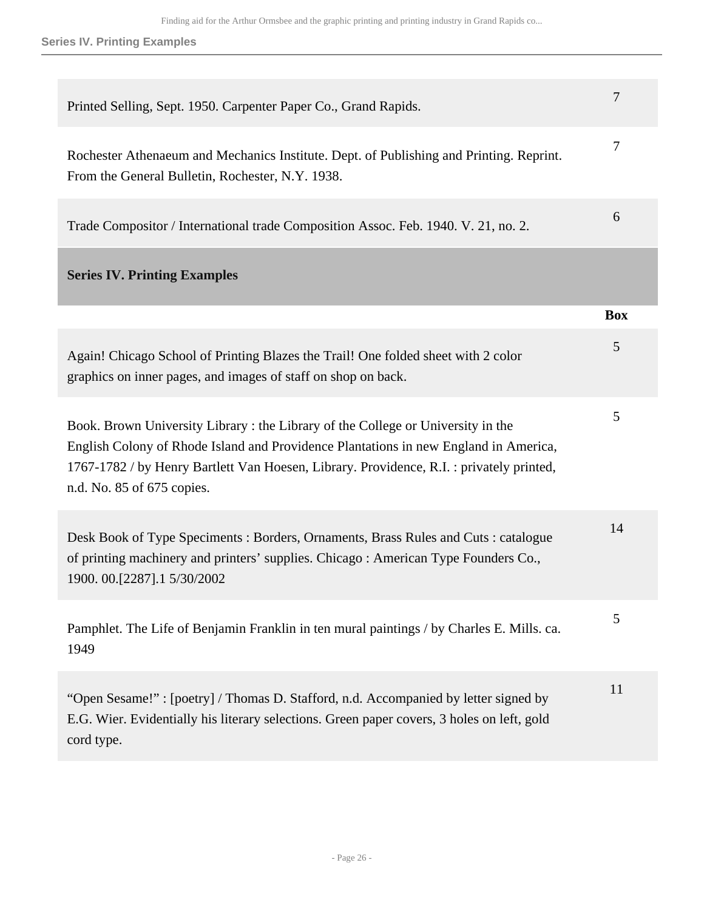| | Box |
|---|---|
| Printed Selling, Sept. 1950. Carpenter Paper Co., Grand Rapids. | 7 |
| Rochester Athenaeum and Mechanics Institute. Dept. of Publishing and Printing. Reprint. From the General Bulletin, Rochester, N.Y. 1938. | 7 |
| Trade Compositor / International trade Composition Assoc. Feb. 1940. V. 21, no. 2. | 6 |

## Series IV. Printing Examples

| | Box |
|---|---|
| Again! Chicago School of Printing Blazes the Trail! One folded sheet with 2 color graphics on inner pages, and images of staff on shop on back. | 5 |
| Book. Brown University Library : the Library of the College or University in the English Colony of Rhode Island and Providence Plantations in new England in America, 1767-1782 / by Henry Bartlett Van Hoesen, Library. Providence, R.I. : privately printed, n.d. No. 85 of 675 copies. | 5 |
| Desk Book of Type Speciments : Borders, Ornaments, Brass Rules and Cuts : catalogue of printing machinery and printers' supplies. Chicago : American Type Founders Co., 1900. 00.[2287].1 5/30/2002 | 14 |
| Pamphlet. The Life of Benjamin Franklin in ten mural paintings / by Charles E. Mills. ca. 1949 | 5 |
| "Open Sesame!" : [poetry] / Thomas D. Stafford, n.d. Accompanied by letter signed by E.G. Wier. Evidentially his literary selections. Green paper covers, 3 holes on left, gold cord type. | 11 |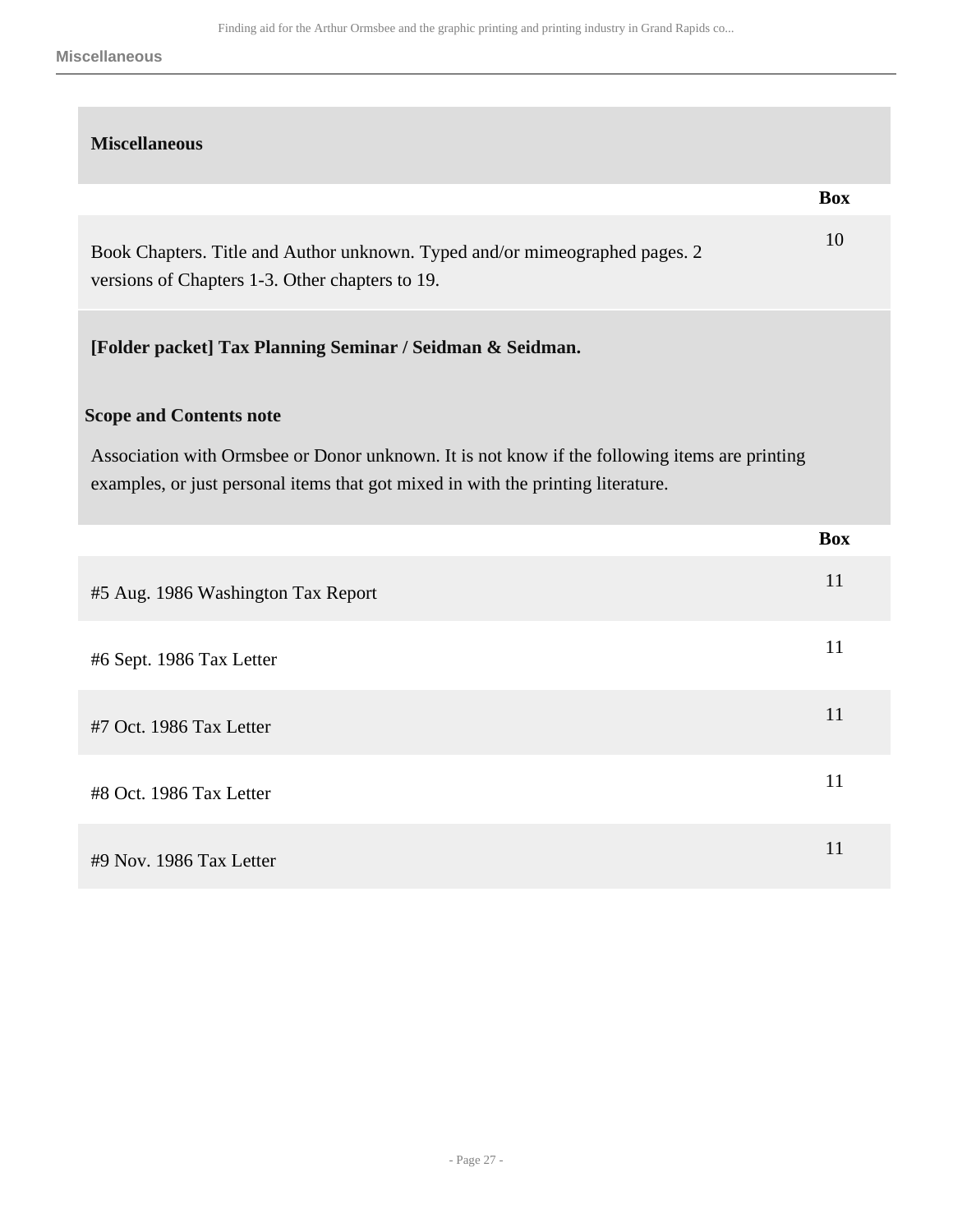## Miscellaneous

| | Box |
|---|---|
| Book Chapters. Title and Author unknown. Typed and/or mimeographed pages. 2 versions of Chapters 1-3. Other chapters to 19. | 10 |

### [Folder packet] Tax Planning Seminar / Seidman & Seidman.

**Scope and Contents note**

Association with Ormsbee or Donor unknown. It is not know if the following items are printing examples, or just personal items that got mixed in with the printing literature.

| | Box |
|---|---|
| #5 Aug. 1986 Washington Tax Report | 11 |
| #6 Sept. 1986 Tax Letter | 11 |
| #7 Oct. 1986 Tax Letter | 11 |
| #8 Oct. 1986 Tax Letter | 11 |
| #9 Nov. 1986 Tax Letter | 11 |